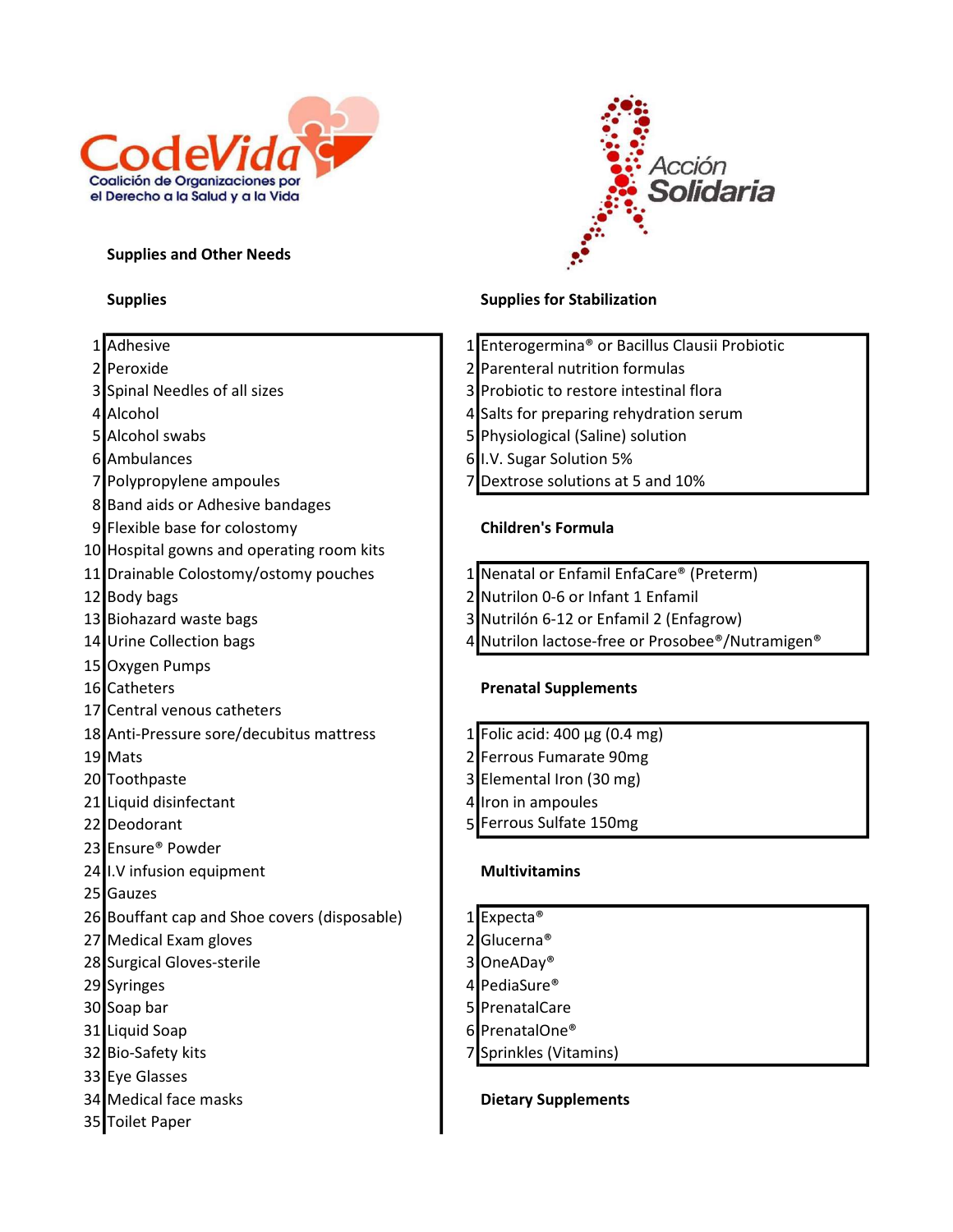CodeVida
Coalición de Organizaciones por el Derecho a la Salud y a la Vida

Acción Solidaria

**Supplies and Other Needs**

**Supplies**

1. Adhesive
2. Peroxide
3. Spinal Needles of all sizes
4. Alcohol
5. Alcohol swabs
6. Ambulances
7. Polypropylene ampoules
8. Band aids or Adhesive bandages
9. Flexible base for colostomy
10. Hospital gowns and operating room kits
11. Drainable Colostomy/ostomy pouches
12. Body bags
13. Biohazard waste bags
14. Urine Collection bags
15. Oxygen Pumps
16. Catheters
17. Central venous catheters
18. Anti-Pressure sore/decubitus mattress
19. Mats
20. Toothpaste
21. Liquid disinfectant
22. Deodorant
23. Ensure® Powder
24. I.V infusion equipment
25. Gauzes
26. Bouffant cap and Shoe covers (disposable)
27. Medical Exam gloves
28. Surgical Gloves-sterile
29. Syringes
30. Soap bar
31. Liquid Soap
32. Bio-Safety kits
33. Eye Glasses
34. Medical face masks
35. Toilet Paper

**Supplies for Stabilization**

1. Enterogermina® or Bacillus Clausii Probiotic
2. Parenteral nutrition formulas
3. Probiotic to restore intestinal flora
4. Salts for preparing rehydration serum
5. Physiological (Saline) solution
6. I.V. Sugar Solution 5%
7. Dextrose solutions at 5 and 10%

**Children's Formula**

1. Nenatal or Enfamil EnfaCare® (Preterm)
2. Nutrilon 0-6 or Infant 1 Enfamil
3. Nutrilón 6-12 or Enfamil 2 (Enfagrow)
4. Nutrilon lactose-free or Prosobee®/Nutramigen®

**Prenatal Supplements**

1. Folic acid: 400 µg (0.4 mg)
2. Ferrous Fumarate 90mg
3. Elemental Iron (30 mg)
4. Iron in ampoules
5. Ferrous Sulfate 150mg

**Multivitamins**

1. Expecta®
2. Glucerna®
3. OneADay®
4. PediaSure®
5. PrenatalCare
6. PrenatalOne®
7. Sprinkles (Vitamins)

**Dietary Supplements**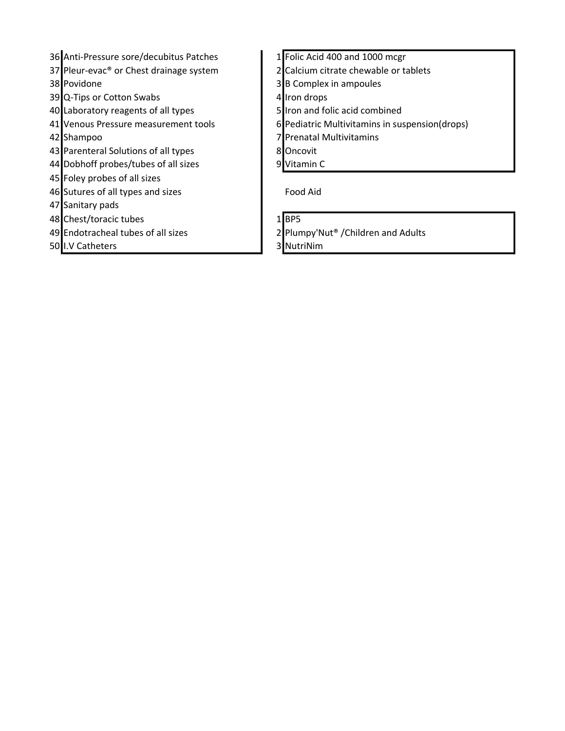| | |
|---|---|
| 36 | Anti-Pressure sore/decubitus Patches |
| 37 | Pleur-evac® or Chest drainage system |
| 38 | Povidone |
| 39 | Q-Tips or Cotton Swabs |
| 40 | Laboratory reagents of all types |
| 41 | Venous Pressure measurement tools |
| 42 | Shampoo |
| 43 | Parenteral Solutions of all types |
| 44 | Dobhoff probes/tubes of all sizes |
| 45 | Foley probes of all sizes |
| 46 | Sutures of all types and sizes |
| 47 | Sanitary pads |
| 48 | Chest/toracic tubes |
| 49 | Endotracheal tubes of all sizes |
| 50 | I.V Catheters |

| | |
|---|---|
| 1 | Folic Acid 400 and 1000 mcgr |
| 2 | Calcium citrate chewable or tablets |
| 3 | B Complex in ampoules |
| 4 | Iron drops |
| 5 | Iron and folic acid combined |
| 6 | Pediatric Multivitamins in suspension(drops) |
| 7 | Prenatal Multivitamins |
| 8 | Oncovit |
| 9 | Vitamin C |

Food Aid

| | |
|---|---|
| 1 | BP5 |
| 2 | Plumpy'Nut® /Children and Adults |
| 3 | NutriNim |